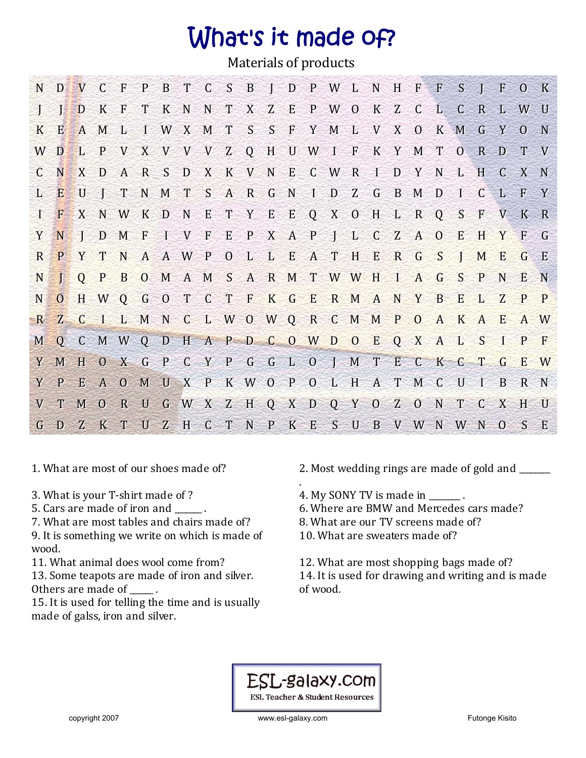# What's it made of?

Materials of products

| | | | | | | | | | | | | | | | | | | | | | | | |
|---|---|---|---|---|---|---|---|---|---|---|---|---|---|---|---|---|---|---|---|---|---|---|---|
| N | D | V | C | F | P | B | T | C | S | B | J | D | P | W | L | N | H | F | F | S | J | F | O | K |
| J | J | D | K | F | T | K | N | N | T | X | Z | E | P | W | O | K | Z | C | L | C | R | L | W | U |
| K | E | A | M | L | I | W | X | M | T | S | S | F | Y | M | L | V | X | O | K | M | G | Y | O | N |
| W | D | L | P | V | X | V | V | V | Z | Q | H | U | W | I | F | K | Y | M | T | O | R | D | T | V |
| C | N | X | D | A | R | S | D | X | K | V | N | E | C | W | R | I | D | Y | N | L | H | C | X | N |
| L | E | U | J | T | N | M | T | S | A | R | G | N | I | D | Z | G | B | M | D | I | C | L | F | Y |
| I | F | X | N | W | K | D | N | E | T | Y | E | E | Q | X | O | H | L | R | Q | S | F | V | K | R |
| Y | N | J | D | M | F | I | V | F | E | P | X | A | P | J | L | C | Z | A | O | E | H | Y | F | G |
| R | P | Y | T | N | A | A | W | P | O | L | L | E | A | T | H | E | R | G | S | J | M | E | G | E |
| N | J | Q | P | B | O | M | A | M | S | A | R | M | T | W | W | H | I | A | G | S | P | N | E | N |
| N | O | H | W | Q | G | O | T | C | T | F | K | G | E | R | M | A | N | Y | B | E | L | Z | P | P |
| R | Z | C | I | L | M | N | C | L | W | O | W | Q | R | C | M | M | P | O | A | K | A | E | A | W |
| M | Q | C | M | W | Q | D | H | A | P | D | C | O | W | D | O | E | Q | X | A | L | S | I | P | F |
| Y | M | H | O | X | G | P | C | Y | P | G | G | L | O | J | M | T | E | C | K | C | T | G | E | W |
| Y | P | E | A | O | M | U | X | P | K | W | O | P | O | L | H | A | T | M | C | U | I | B | R | N |
| V | T | M | O | R | U | G | W | X | Z | H | Q | X | D | Q | Y | O | Z | O | N | T | C | X | H | U |
| G | D | Z | K | T | U | Z | H | C | T | N | P | K | E | S | U | B | V | W | N | W | N | O | S | E |

1. What are most of our shoes made of?

2. Most wedding rings are made of gold and _______ .

3. What is your T-shirt made of ?

4. My SONY TV is made in _______ .

5. Cars are made of iron and ______ .

6. Where are BMW and Mercedes cars made?

7. What are most tables and chairs made of?

8. What are our TV screens made of?

9. It is something we write on which is made of wood.

10. What are sweaters made of?

11. What animal does wool come from?

12. What are most shopping bags made of?

13. Some teapots are made of iron and silver. Others are made of _____ .

14. It is used for drawing and writing and is made of wood.

15. It is used for telling the time and is usually made of galss, iron and silver.

ESL-galaxy.com
ESL Teacher & Student Resources

copyright 2007 www.esl-galaxy.com Futonge Kisito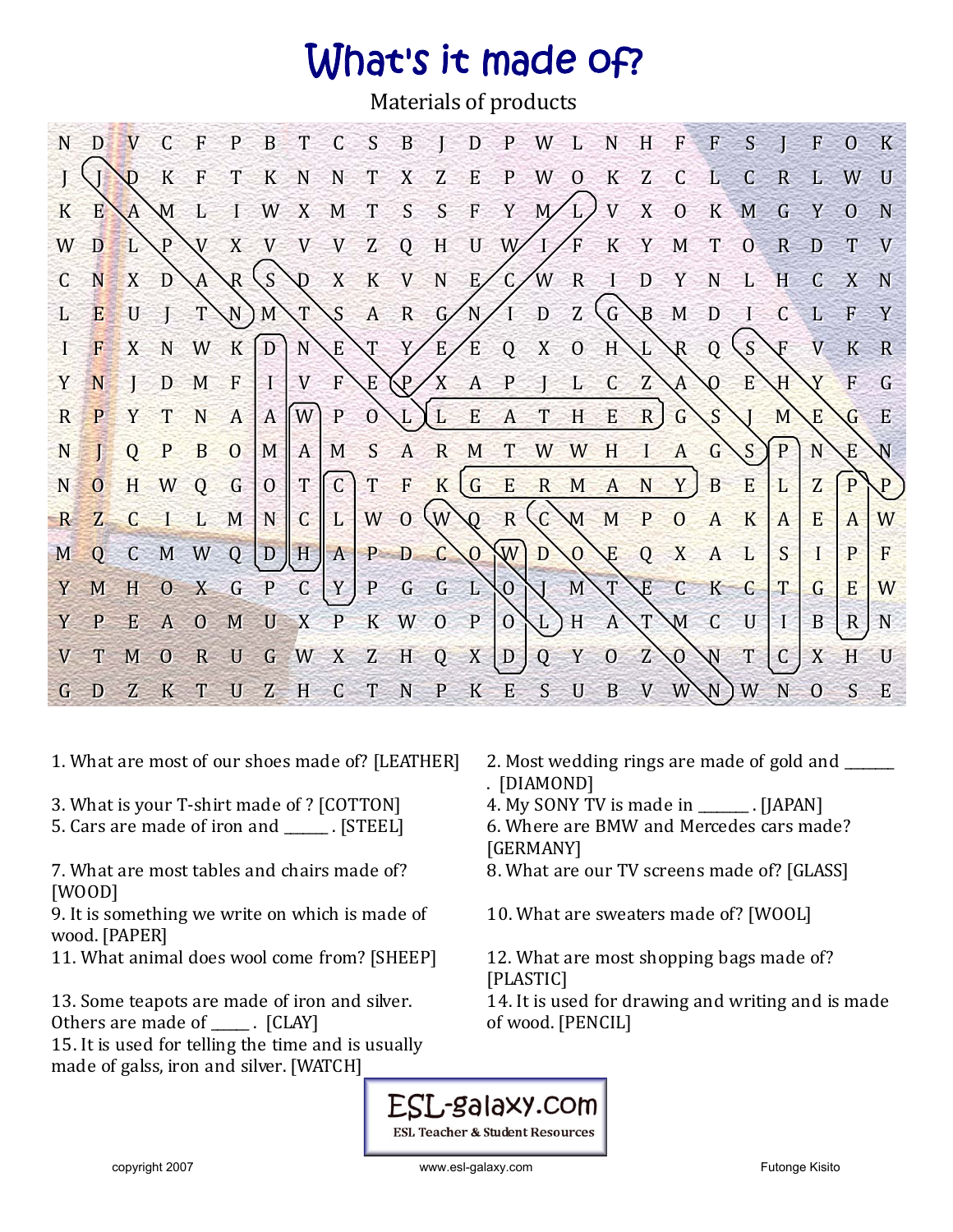# What's it made of?

Materials of products

| | | | | | | | | | | | | | | | | | | | | | | | | |
|---|---|---|---|---|---|---|---|---|---|---|---|---|---|---|---|---|---|---|---|---|---|---|---|---|
| N | D | V | C | F | P | B | T | C | S | B | J | D | P | W | L | N | H | F | F | S | J | F | O | K |
| J | J | D | K | F | T | K | N | N | T | X | Z | E | P | W | O | K | Z | C | L | C | R | L | W | U |
| K | E | A | M | L | I | W | X | M | T | S | S | F | Y | M | L | V | X | O | K | M | G | Y | O | N |
| W | D | L | P | V | X | V | V | V | Z | Q | H | U | W | I | F | K | Y | M | T | O | R | D | T | V |
| C | N | X | D | A | R | S | D | X | K | V | N | E | C | W | R | I | D | Y | N | L | H | C | X | N |
| L | E | U | J | T | N | M | T | S | A | R | G | N | I | D | Z | G | B | M | D | I | C | L | F | Y |
| I | F | X | N | W | K | D | N | E | T | Y | E | E | Q | X | O | H | L | R | Q | S | F | V | K | R |
| Y | N | J | D | M | F | I | V | F | E | P | X | A | P | J | L | C | Z | A | O | E | H | Y | F | G |
| R | P | Y | T | N | A | A | W | P | O | L | L | E | A | T | H | E | R | G | S | J | M | E | G | E |
| N | J | Q | P | B | O | M | A | M | S | A | R | M | T | W | W | H | I | A | G | S | P | N | E | N |
| N | O | H | W | Q | G | O | T | C | T | F | K | G | E | R | M | A | N | Y | B | E | L | Z | P | P |
| R | Z | C | I | L | M | N | C | L | W | O | W | Q | R | C | M | M | P | O | A | K | A | E | A | W |
| M | Q | C | M | W | Q | D | H | A | P | D | C | O | W | D | O | E | Q | X | A | L | S | I | P | F |
| Y | M | H | O | X | G | P | C | Y | P | G | G | L | O | J | M | T | E | C | K | C | T | G | E | W |
| Y | P | E | A | O | M | U | X | P | K | W | O | P | O | L | H | A | T | M | C | U | I | B | R | N |
| V | T | M | O | R | U | G | W | X | Z | H | Q | X | D | Q | Y | O | Z | O | N | T | C | X | H | U |
| G | D | Z | K | T | U | Z | H | C | T | N | P | K | E | S | U | B | V | W | N | W | N | O | S | E |

1. What are most of our shoes made of? [LEATHER]
2. Most wedding rings are made of gold and _______ . [DIAMOND]
3. What is your T-shirt made of ? [COTTON]
4. My SONY TV is made in _______ . [JAPAN]
5. Cars are made of iron and ______ . [STEEL]
6. Where are BMW and Mercedes cars made? [GERMANY]
7. What are most tables and chairs made of? [WOOD]
8. What are our TV screens made of? [GLASS]
9. It is something we write on which is made of wood. [PAPER]
10. What are sweaters made of? [WOOL]
11. What animal does wool come from? [SHEEP]
12. What are most shopping bags made of? [PLASTIC]
13. Some teapots are made of iron and silver. Others are made of _____ . [CLAY]
14. It is used for drawing and writing and is made of wood. [PENCIL]
15. It is used for telling the time and is usually made of galss, iron and silver. [WATCH]

ESL-galaxy.com
ESL Teacher & Student Resources

copyright 2007 www.esl-galaxy.com Futonge Kisito